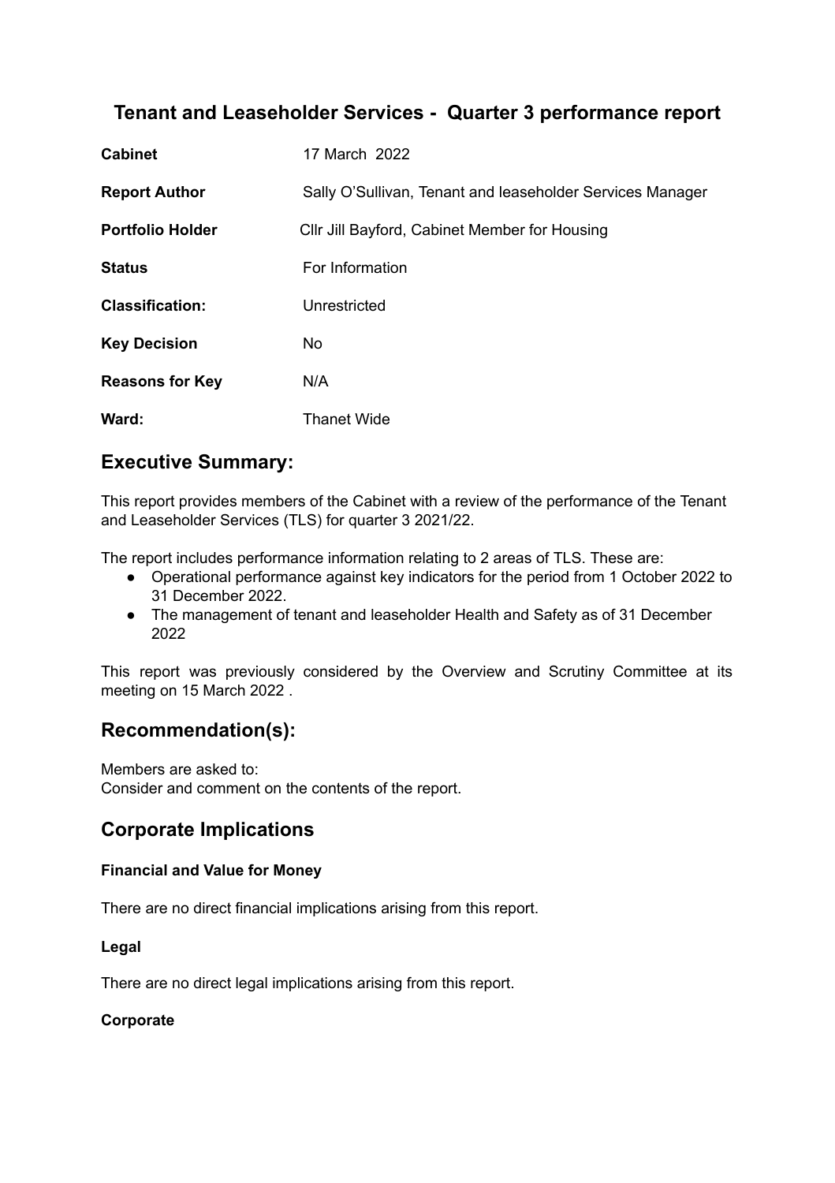# Tenant and Leaseholder Services - Quarter 3 performance report

| | |
|---|---|
| **Cabinet** | 17 March 2022 |
| **Report Author** | Sally O'Sullivan, Tenant and leaseholder Services Manager |
| **Portfolio Holder** | Cllr Jill Bayford, Cabinet Member for Housing |
| **Status** | For Information |
| **Classification:** | Unrestricted |
| **Key Decision** | No |
| **Reasons for Key** | N/A |
| **Ward:** | Thanet Wide |

## Executive Summary:

This report provides members of the Cabinet with a review of the performance of the Tenant and Leaseholder Services (TLS) for quarter 3 2021/22.

The report includes performance information relating to 2 areas of TLS. These are:

- Operational performance against key indicators for the period from 1 October 2022 to 31 December 2022.
- The management of tenant and leaseholder Health and Safety as of 31 December 2022

This report was previously considered by the Overview and Scrutiny Committee at its meeting on 15 March 2022 .

## Recommendation(s):

Members are asked to:
Consider and comment on the contents of the report.

## Corporate Implications

**Financial and Value for Money**

There are no direct financial implications arising from this report.

**Legal**

There are no direct legal implications arising from this report.

**Corporate**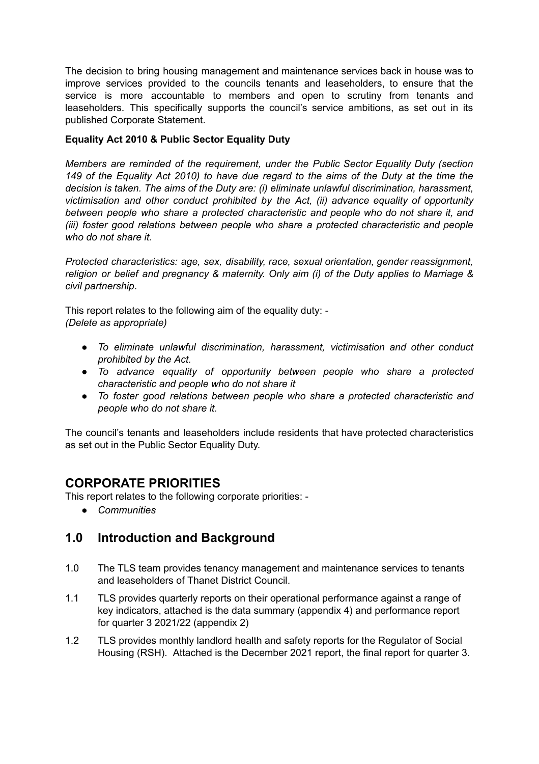The decision to bring housing management and maintenance services back in house was to improve services provided to the councils tenants and leaseholders, to ensure that the service is more accountable to members and open to scrutiny from tenants and leaseholders. This specifically supports the council's service ambitions, as set out in its published Corporate Statement.

**Equality Act 2010 & Public Sector Equality Duty**

*Members are reminded of the requirement, under the Public Sector Equality Duty (section 149 of the Equality Act 2010) to have due regard to the aims of the Duty at the time the decision is taken. The aims of the Duty are: (i) eliminate unlawful discrimination, harassment, victimisation and other conduct prohibited by the Act, (ii) advance equality of opportunity between people who share a protected characteristic and people who do not share it, and (iii) foster good relations between people who share a protected characteristic and people who do not share it.*

*Protected characteristics: age, sex, disability, race, sexual orientation, gender reassignment, religion or belief and pregnancy & maternity. Only aim (i) of the Duty applies to Marriage & civil partnership.*

This report relates to the following aim of the equality duty: -
*(Delete as appropriate)*

- *To eliminate unlawful discrimination, harassment, victimisation and other conduct prohibited by the Act.*
- *To advance equality of opportunity between people who share a protected characteristic and people who do not share it*
- *To foster good relations between people who share a protected characteristic and people who do not share it.*

The council's tenants and leaseholders include residents that have protected characteristics as set out in the Public Sector Equality Duty.

## CORPORATE PRIORITIES

This report relates to the following corporate priorities: -

- *Communities*

## 1.0 Introduction and Background

1.0 The TLS team provides tenancy management and maintenance services to tenants and leaseholders of Thanet District Council.

1.1 TLS provides quarterly reports on their operational performance against a range of key indicators, attached is the data summary (appendix 4) and performance report for quarter 3 2021/22 (appendix 2)

1.2 TLS provides monthly landlord health and safety reports for the Regulator of Social Housing (RSH). Attached is the December 2021 report, the final report for quarter 3.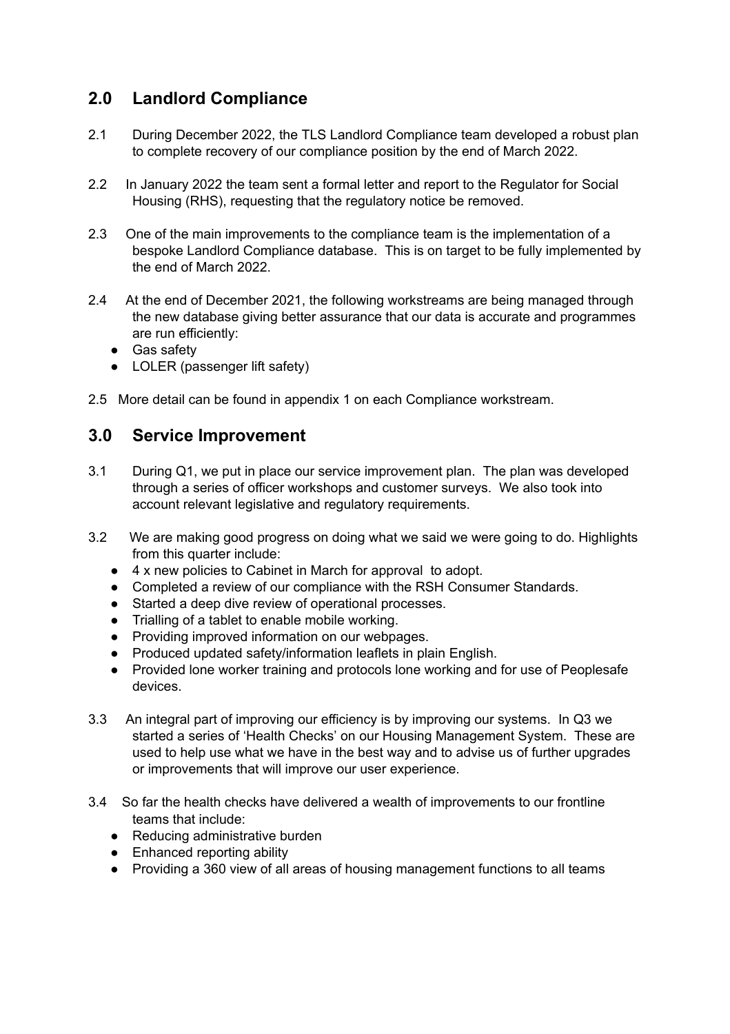## 2.0 Landlord Compliance

2.1 During December 2022, the TLS Landlord Compliance team developed a robust plan to complete recovery of our compliance position by the end of March 2022.

2.2 In January 2022 the team sent a formal letter and report to the Regulator for Social Housing (RHS), requesting that the regulatory notice be removed.

2.3 One of the main improvements to the compliance team is the implementation of a bespoke Landlord Compliance database. This is on target to be fully implemented by the end of March 2022.

2.4 At the end of December 2021, the following workstreams are being managed through the new database giving better assurance that our data is accurate and programmes are run efficiently:

- Gas safety
- LOLER (passenger lift safety)

2.5 More detail can be found in appendix 1 on each Compliance workstream.

## 3.0 Service Improvement

3.1 During Q1, we put in place our service improvement plan. The plan was developed through a series of officer workshops and customer surveys. We also took into account relevant legislative and regulatory requirements.

3.2 We are making good progress on doing what we said we were going to do. Highlights from this quarter include:

- 4 x new policies to Cabinet in March for approval to adopt.
- Completed a review of our compliance with the RSH Consumer Standards.
- Started a deep dive review of operational processes.
- Trialling of a tablet to enable mobile working.
- Providing improved information on our webpages.
- Produced updated safety/information leaflets in plain English.
- Provided lone worker training and protocols lone working and for use of Peoplesafe devices.

3.3 An integral part of improving our efficiency is by improving our systems. In Q3 we started a series of 'Health Checks' on our Housing Management System. These are used to help use what we have in the best way and to advise us of further upgrades or improvements that will improve our user experience.

3.4 So far the health checks have delivered a wealth of improvements to our frontline teams that include:

- Reducing administrative burden
- Enhanced reporting ability
- Providing a 360 view of all areas of housing management functions to all teams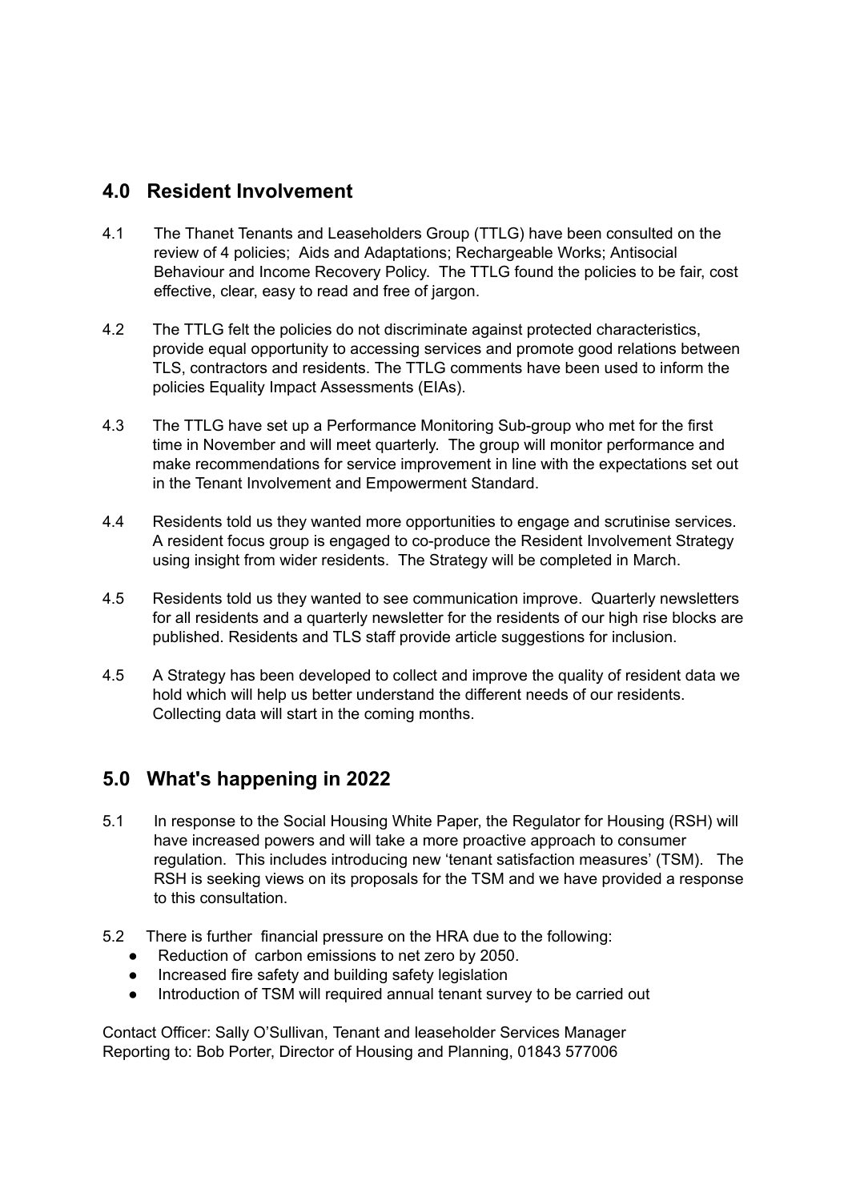## 4.0 Resident Involvement

4.1 The Thanet Tenants and Leaseholders Group (TTLG) have been consulted on the review of 4 policies; Aids and Adaptations; Rechargeable Works; Antisocial Behaviour and Income Recovery Policy. The TTLG found the policies to be fair, cost effective, clear, easy to read and free of jargon.

4.2 The TTLG felt the policies do not discriminate against protected characteristics, provide equal opportunity to accessing services and promote good relations between TLS, contractors and residents. The TTLG comments have been used to inform the policies Equality Impact Assessments (EIAs).

4.3 The TTLG have set up a Performance Monitoring Sub-group who met for the first time in November and will meet quarterly. The group will monitor performance and make recommendations for service improvement in line with the expectations set out in the Tenant Involvement and Empowerment Standard.

4.4 Residents told us they wanted more opportunities to engage and scrutinise services. A resident focus group is engaged to co-produce the Resident Involvement Strategy using insight from wider residents. The Strategy will be completed in March.

4.5 Residents told us they wanted to see communication improve. Quarterly newsletters for all residents and a quarterly newsletter for the residents of our high rise blocks are published. Residents and TLS staff provide article suggestions for inclusion.

4.5 A Strategy has been developed to collect and improve the quality of resident data we hold which will help us better understand the different needs of our residents. Collecting data will start in the coming months.

## 5.0 What's happening in 2022

5.1 In response to the Social Housing White Paper, the Regulator for Housing (RSH) will have increased powers and will take a more proactive approach to consumer regulation. This includes introducing new 'tenant satisfaction measures' (TSM). The RSH is seeking views on its proposals for the TSM and we have provided a response to this consultation.

5.2 There is further financial pressure on the HRA due to the following:

- Reduction of carbon emissions to net zero by 2050.
- Increased fire safety and building safety legislation
- Introduction of TSM will required annual tenant survey to be carried out

Contact Officer: Sally O'Sullivan, Tenant and leaseholder Services Manager
Reporting to: Bob Porter, Director of Housing and Planning, 01843 577006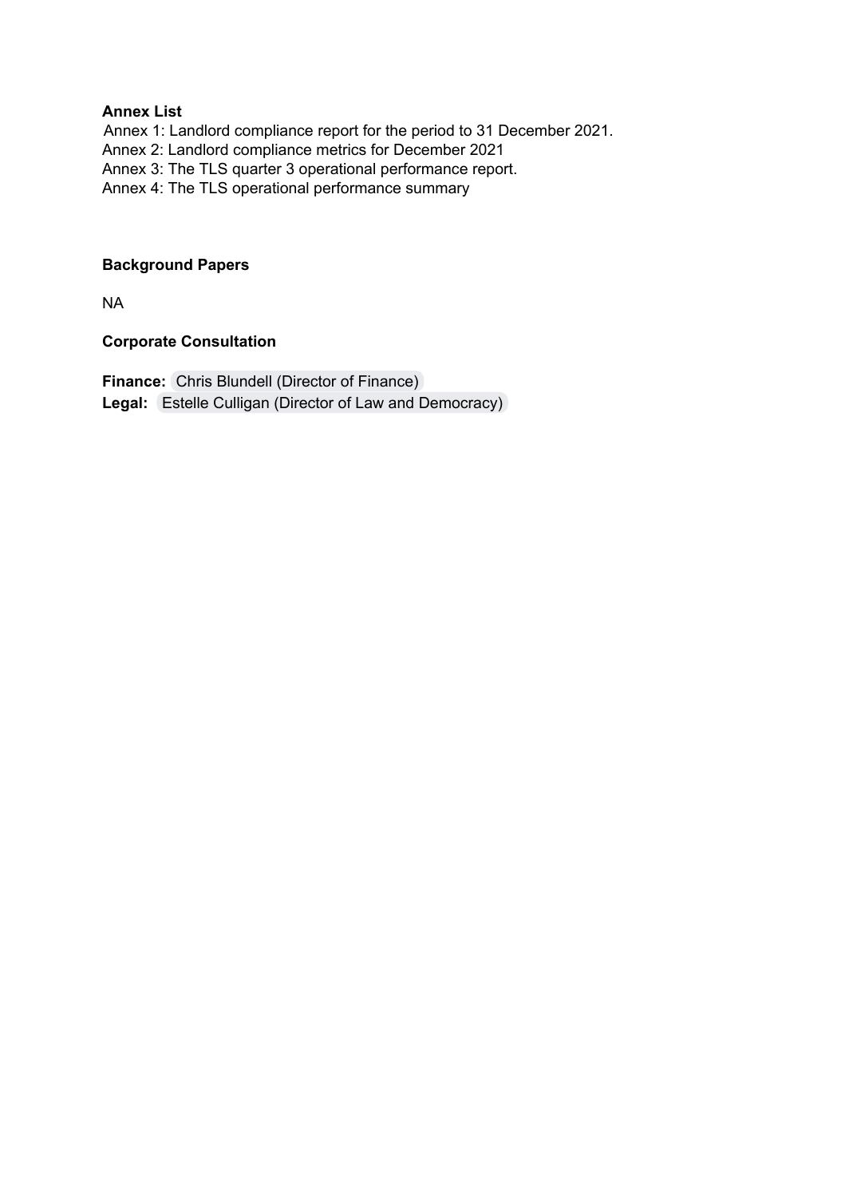**Annex List**

Annex 1: Landlord compliance report for the period to 31 December 2021.
Annex 2: Landlord compliance metrics for December 2021
Annex 3: The TLS quarter 3 operational performance report.
Annex 4: The TLS operational performance summary

**Background Papers**

NA

**Corporate Consultation**

**Finance:** Chris Blundell (Director of Finance)
**Legal:** Estelle Culligan (Director of Law and Democracy)